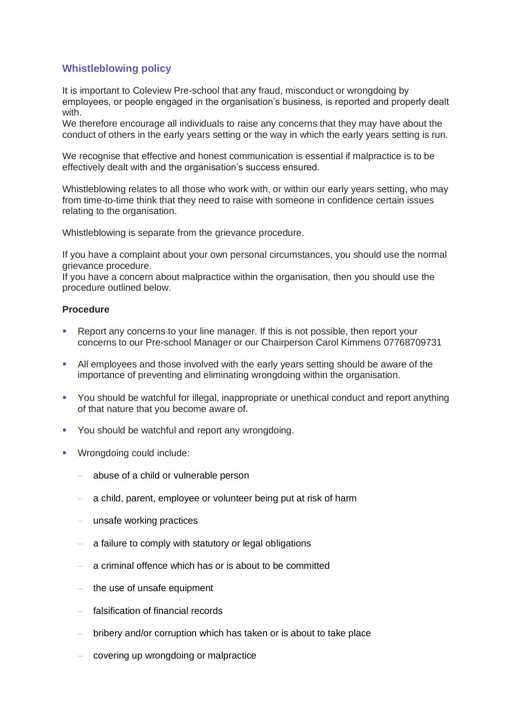## Whistleblowing policy

It is important to Coleview Pre-school that any fraud, misconduct or wrongdoing by employees, or people engaged in the organisation's business, is reported and properly dealt with.
We therefore encourage all individuals to raise any concerns that they may have about the conduct of others in the early years setting or the way in which the early years setting is run.

We recognise that effective and honest communication is essential if malpractice is to be effectively dealt with and the organisation's success ensured.

Whistleblowing relates to all those who work with, or within our early years setting, who may from time-to-time think that they need to raise with someone in confidence certain issues relating to the organisation.

Whistleblowing is separate from the grievance procedure.

If you have a complaint about your own personal circumstances, you should use the normal grievance procedure.
If you have a concern about malpractice within the organisation, then you should use the procedure outlined below.

**Procedure**

- Report any concerns to your line manager. If this is not possible, then report your concerns to our Pre-school Manager or our Chairperson Carol Kimmens 07768709731
- All employees and those involved with the early years setting should be aware of the importance of preventing and eliminating wrongdoing within the organisation.
- You should be watchful for illegal, inappropriate or unethical conduct and report anything of that nature that you become aware of.
- You should be watchful and report any wrongdoing.
- Wrongdoing could include:
  - abuse of a child or vulnerable person
  - a child, parent, employee or volunteer being put at risk of harm
  - unsafe working practices
  - a failure to comply with statutory or legal obligations
  - a criminal offence which has or is about to be committed
  - the use of unsafe equipment
  - falsification of financial records
  - bribery and/or corruption which has taken or is about to take place
  - covering up wrongdoing or malpractice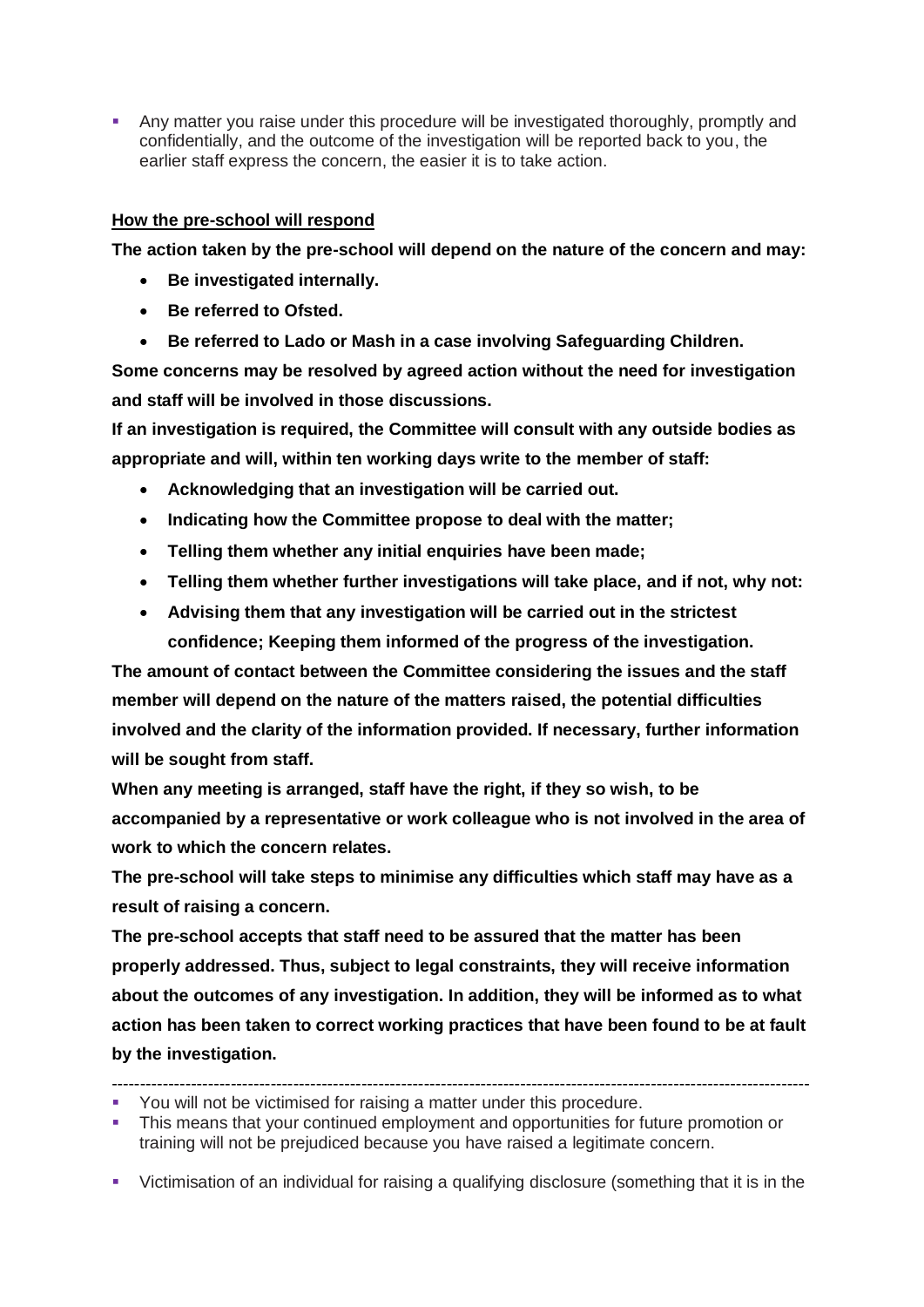- Any matter you raise under this procedure will be investigated thoroughly, promptly and confidentially, and the outcome of the investigation will be reported back to you, the earlier staff express the concern, the easier it is to take action.

**How the pre-school will respond**

**The action taken by the pre-school will depend on the nature of the concern and may:**

- **Be investigated internally.**
- **Be referred to Ofsted.**
- **Be referred to Lado or Mash in a case involving Safeguarding Children.**

**Some concerns may be resolved by agreed action without the need for investigation and staff will be involved in those discussions.**

**If an investigation is required, the Committee will consult with any outside bodies as appropriate and will, within ten working days write to the member of staff:**

- **Acknowledging that an investigation will be carried out.**
- **Indicating how the Committee propose to deal with the matter;**
- **Telling them whether any initial enquiries have been made;**
- **Telling them whether further investigations will take place, and if not, why not:**
- **Advising them that any investigation will be carried out in the strictest confidence; Keeping them informed of the progress of the investigation.**

**The amount of contact between the Committee considering the issues and the staff member will depend on the nature of the matters raised, the potential difficulties involved and the clarity of the information provided. If necessary, further information will be sought from staff.**

**When any meeting is arranged, staff have the right, if they so wish, to be accompanied by a representative or work colleague who is not involved in the area of work to which the concern relates.**

**The pre-school will take steps to minimise any difficulties which staff may have as a result of raising a concern.**

**The pre-school accepts that staff need to be assured that the matter has been properly addressed. Thus, subject to legal constraints, they will receive information about the outcomes of any investigation. In addition, they will be informed as to what action has been taken to correct working practices that have been found to be at fault by the investigation.**

---

- You will not be victimised for raising a matter under this procedure.
- This means that your continued employment and opportunities for future promotion or training will not be prejudiced because you have raised a legitimate concern.
- Victimisation of an individual for raising a qualifying disclosure (something that it is in the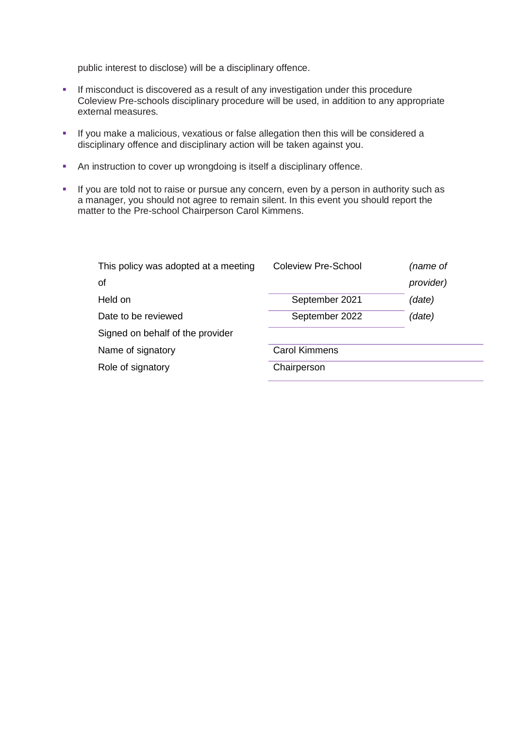public interest to disclose) will be a disciplinary offence.

- If misconduct is discovered as a result of any investigation under this procedure Coleview Pre-schools disciplinary procedure will be used, in addition to any appropriate external measures.
- If you make a malicious, vexatious or false allegation then this will be considered a disciplinary offence and disciplinary action will be taken against you.
- An instruction to cover up wrongdoing is itself a disciplinary offence.
- If you are told not to raise or pursue any concern, even by a person in authority such as a manager, you should not agree to remain silent. In this event you should report the matter to the Pre-school Chairperson Carol Kimmens.

| | | |
|---|---|---|
| This policy was adopted at a meeting of | Coleview Pre-School | *(name of provider)* |
| Held on | September 2021 | *(date)* |
| Date to be reviewed | September 2022 | *(date)* |
| Signed on behalf of the provider | | |
| Name of signatory | Carol Kimmens | |
| Role of signatory | Chairperson | |